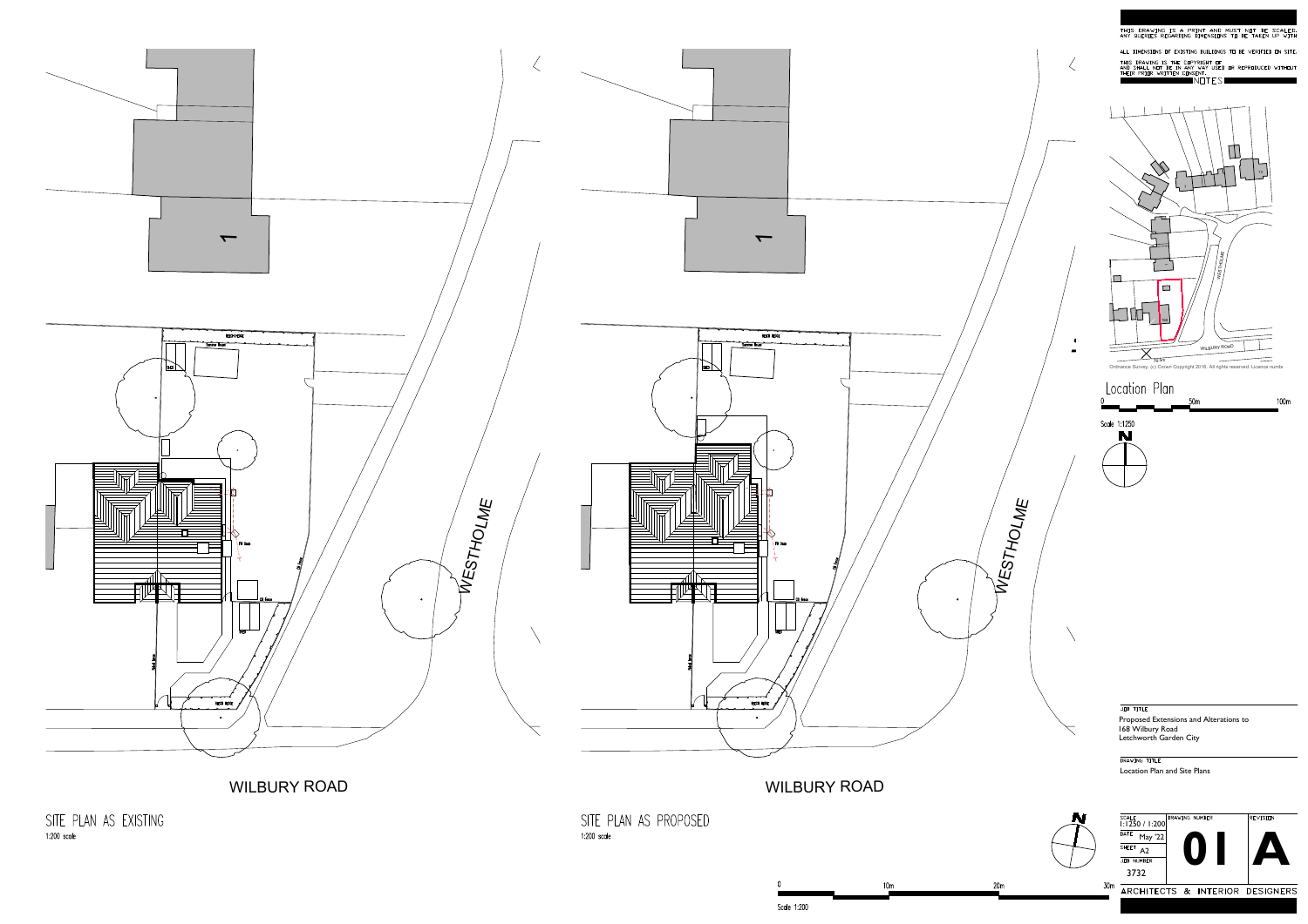THIS DRAWING IS A PRINT AND MUST NOT BE SCALED. ANY QUERIES REGARDING DIMENSIONS TO BE TAKEN UP WITH

ALL DIMENSIONS OF EXISTING BUILDINGS TO BE VERIFIED ON SITE.

THIS DRAWING IS THE COPYRIGHT OF AND SHALL NOT BE IN ANY WAY USED OR REPRODUCED WITHOUT THEIR PRIOR WRITTEN CONSENT.

NOTES

WESTHOLME

WILBURY ROAD

Ordnance Survey, (c) Crown Copyright 2016. All rights reserved. Licence numb

Location Plan

0 50m 100m

Scale 1:1250

N

1

WESTHOLME

WILBURY ROAD

SITE PLAN AS EXISTING

1:200 scale

1

WESTHOLME

WILBURY ROAD

SITE PLAN AS PROPOSED

1:200 scale

N

0 10m 20m 30m

Scale 1:200

JOB TITLE

Proposed Extensions and Alterations to
168 Wilbury Road
Letchworth Garden City

DRAWING TITLE

Location Plan and Site Plans

| SCALE 1:1250 / 1:200 | DRAWING NUMBER | REVISION |
| --- | --- | --- |
| DATE May '22 | 01 | A |
| SHEET A2 | | |
| JOB NUMBER 3732 | | |

ARCHITECTS & INTERIOR DESIGNERS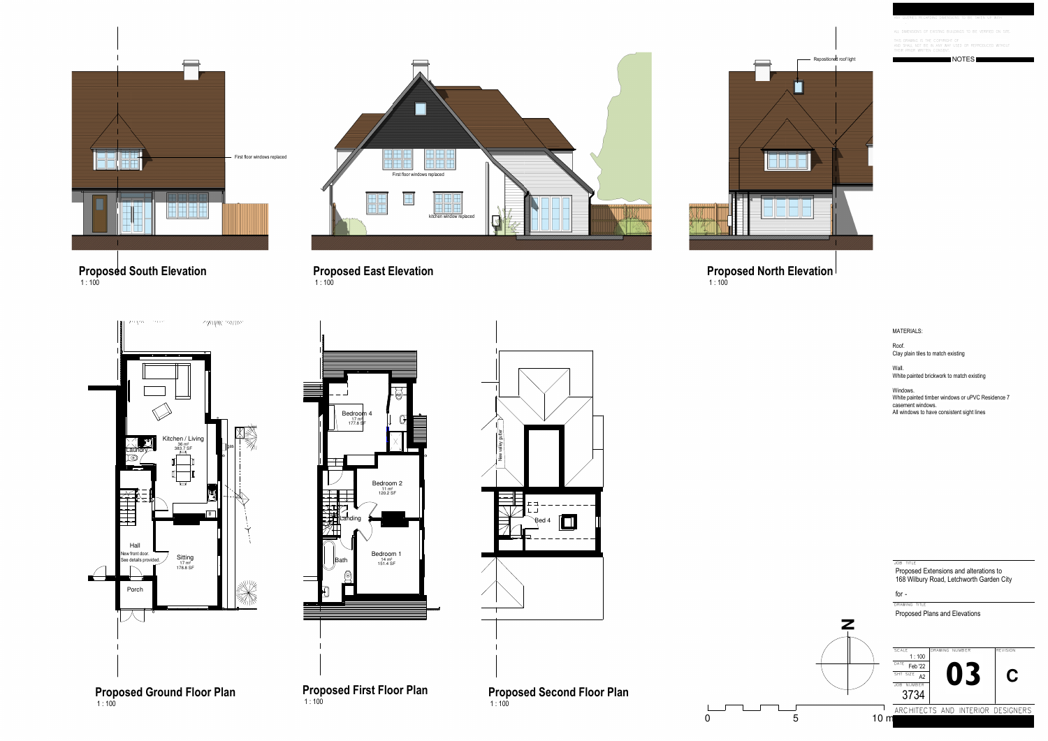ALL SUBJECT DRAWINGS DIMENSIONS TO BE TAKEN AS NEW

ALL DIMENSIONS OF EXISTING BUILDINGS TO BE VERIFIED ON SITE

THIS DRAWING IS THE COPYRIGHT OF AND SHALL NOT BE IN ANY WAY USED OR REPRODUCED WITHOUT THEIR PRIOR WRITTEN CONSENT

NOTES

First floor windows replaced

## Proposed South Elevation
1 : 100

First floor windows replaced

kitchen window replaced

## Proposed East Elevation
1 : 100

Repositioned roof light

## Proposed North Elevation
1 : 100

Kitchen / Living
36 m²
383.7 SF

Laundry

Hall

New front door. See details provided.

Sitting
17 m²
178.8 SF

Porch

## Proposed Ground Floor Plan
1 : 100

Bedroom 4
17 m²
177.8 SF

Bedroom 2
11 m²
120.2 SF

Landing

Bedroom 1
14 m²
151.4 SF

Bath

## Proposed First Floor Plan
1 : 100

New valley gutter

Bed 4

## Proposed Second Floor Plan
1 : 100

MATERIALS:

Roof.
Clay plain tiles to match existing

Wall.
White painted brickwork to match existing

Windows.
White painted timber windows or uPVC Residence 7 casement windows.
All windows to have consistent sight lines

JOB TITLE
Proposed Extensions and alterations to
168 Wilbury Road, Letchworth Garden City

for -

DRAWING TITLE
Proposed Plans and Elevations

| SCALE | DRAWING NUMBER | REVISION |
|---|---|---|
| 1 : 100 | 03 | C |
| DATE Feb '22 | | |
| SHT SIZE A2 | | |
| JOB NUMBER 3734 | | |

0 5 10 m

ARCHITECTS AND INTERIOR DESIGNERS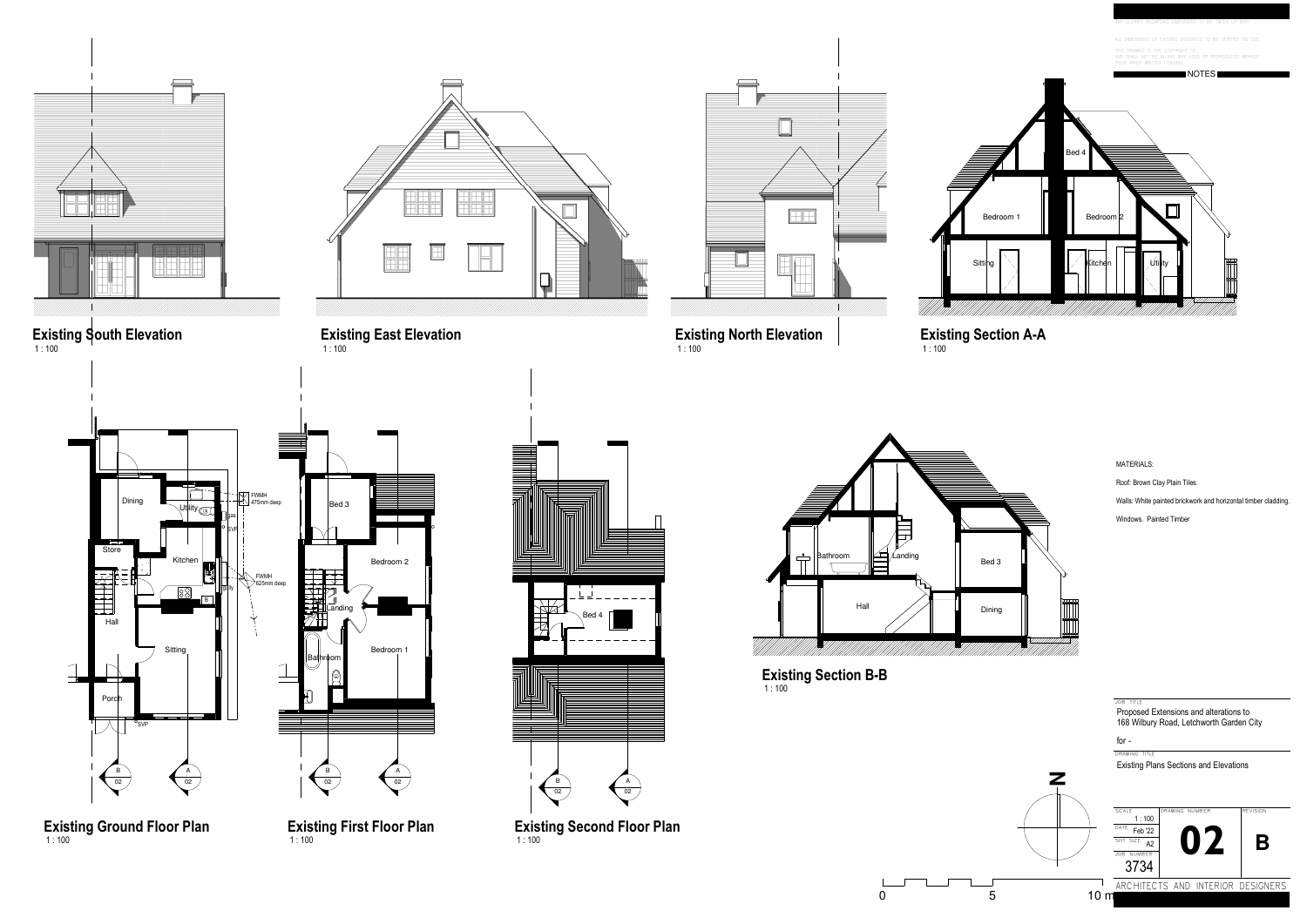NOTES

ALL DIMENSIONS OF EXISTING BUILDINGS TO BE VERIFIED ON SITE.

THIS DRAWING IS THE COPYRIGHT OF AND SHALL NOT BE IN ANY WAY USED OR REPRODUCED WITHOUT THEIR PRIOR WRITTEN CONSENT.

**Existing South Elevation**
1 : 100

**Existing East Elevation**
1 : 100

**Existing North Elevation**
1 : 100

**Existing Section A-A**
1 : 100

Bed 4
Bedroom 1
Bedroom 2
Sitting
Kitchen
Utility

**Existing Ground Floor Plan**
1 : 100

Dining
Utility
Store
Kitchen
Hall
Sitting
Porch
SVP
FWMH 475mm deep
FWMH 625mm deep

**Existing First Floor Plan**
1 : 100

Bed 3
Bedroom 2
Landing
Bedroom 1
Bathroom

**Existing Second Floor Plan**
1 : 100

Bed 4

**Existing Section B-B**
1 : 100

Bathroom
Landing
Bed 3
Hall
Dining

MATERIALS:

Roof: Brown Clay Plain Tiles.

Walls: White painted brickwork and horizontal timber cladding.

Windows. Painted Timber

JOB TITLE
Proposed Extensions and alterations to
168 Wilbury Road, Letchworth Garden City

for -

DRAWING TITLE
Existing Plans Sections and Elevations

| | | |
|---|---|---|
| SCALE 1 : 100 | DRAWING NUMBER | REVISION |
| DATE Feb '22 | **02** | **B** |
| SHT SIZE A2 | | |
| JOB NUMBER 3734 | | |

ARCHITECTS AND INTERIOR DESIGNERS

0 5 10 m